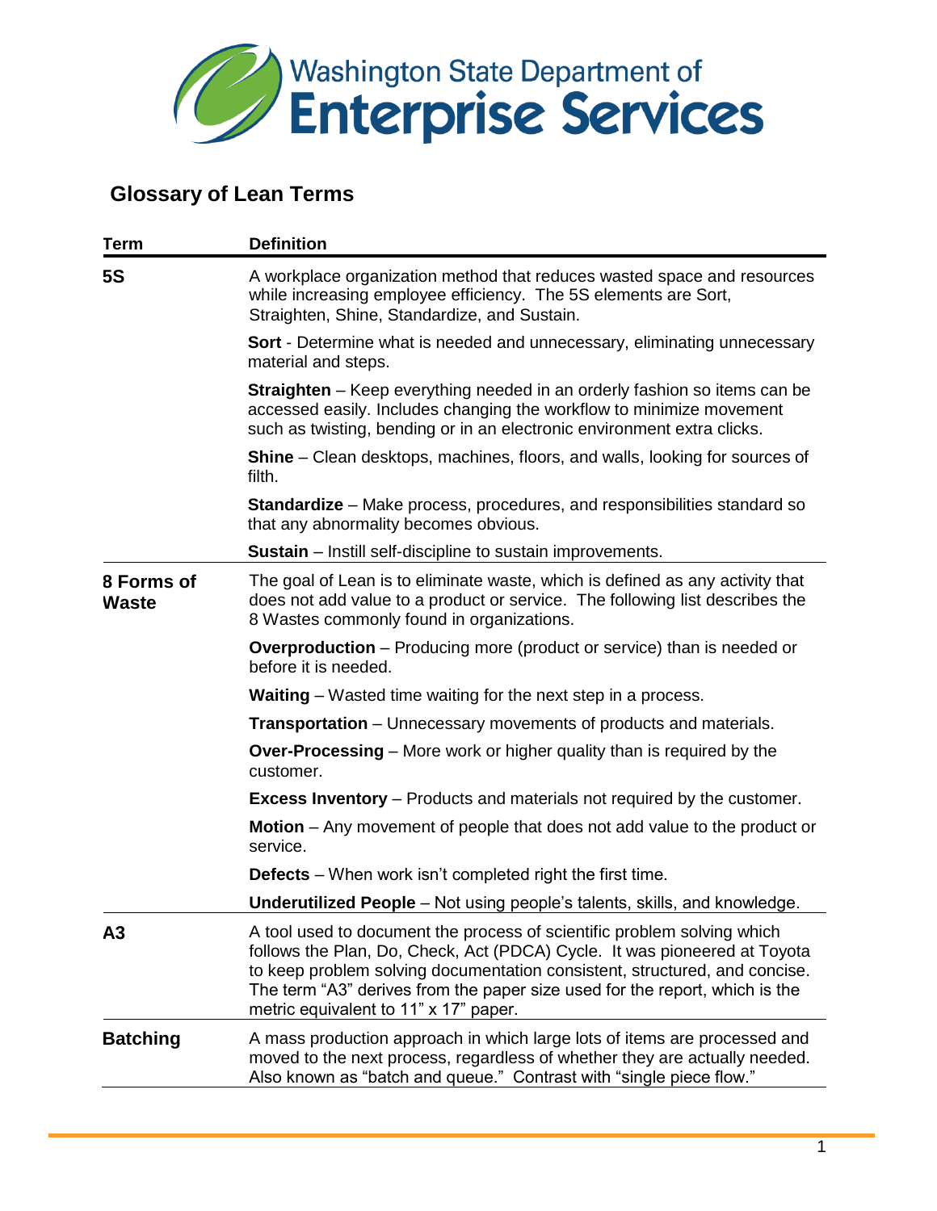Washington State Department of
**Enterprise Services**

## Glossary of Lean Terms

| Term | Definition |
|---|---|
| **5S** | A workplace organization method that reduces wasted space and resources while increasing employee efficiency. The 5S elements are Sort, Straighten, Shine, Standardize, and Sustain.<br><br>**Sort** - Determine what is needed and unnecessary, eliminating unnecessary material and steps.<br><br>**Straighten** – Keep everything needed in an orderly fashion so items can be accessed easily. Includes changing the workflow to minimize movement such as twisting, bending or in an electronic environment extra clicks.<br><br>**Shine** – Clean desktops, machines, floors, and walls, looking for sources of filth.<br><br>**Standardize** – Make process, procedures, and responsibilities standard so that any abnormality becomes obvious.<br><br>**Sustain** – Instill self-discipline to sustain improvements. |
| **8 Forms of Waste** | The goal of Lean is to eliminate waste, which is defined as any activity that does not add value to a product or service. The following list describes the 8 Wastes commonly found in organizations.<br><br>**Overproduction** – Producing more (product or service) than is needed or before it is needed.<br><br>**Waiting** – Wasted time waiting for the next step in a process.<br><br>**Transportation** – Unnecessary movements of products and materials.<br><br>**Over-Processing** – More work or higher quality than is required by the customer.<br><br>**Excess Inventory** – Products and materials not required by the customer.<br><br>**Motion** – Any movement of people that does not add value to the product or service.<br><br>**Defects** – When work isn't completed right the first time.<br><br>**Underutilized People** – Not using people's talents, skills, and knowledge. |
| **A3** | A tool used to document the process of scientific problem solving which follows the Plan, Do, Check, Act (PDCA) Cycle. It was pioneered at Toyota to keep problem solving documentation consistent, structured, and concise. The term "A3" derives from the paper size used for the report, which is the metric equivalent to 11" x 17" paper. |
| **Batching** | A mass production approach in which large lots of items are processed and moved to the next process, regardless of whether they are actually needed. Also known as "batch and queue." Contrast with "single piece flow." |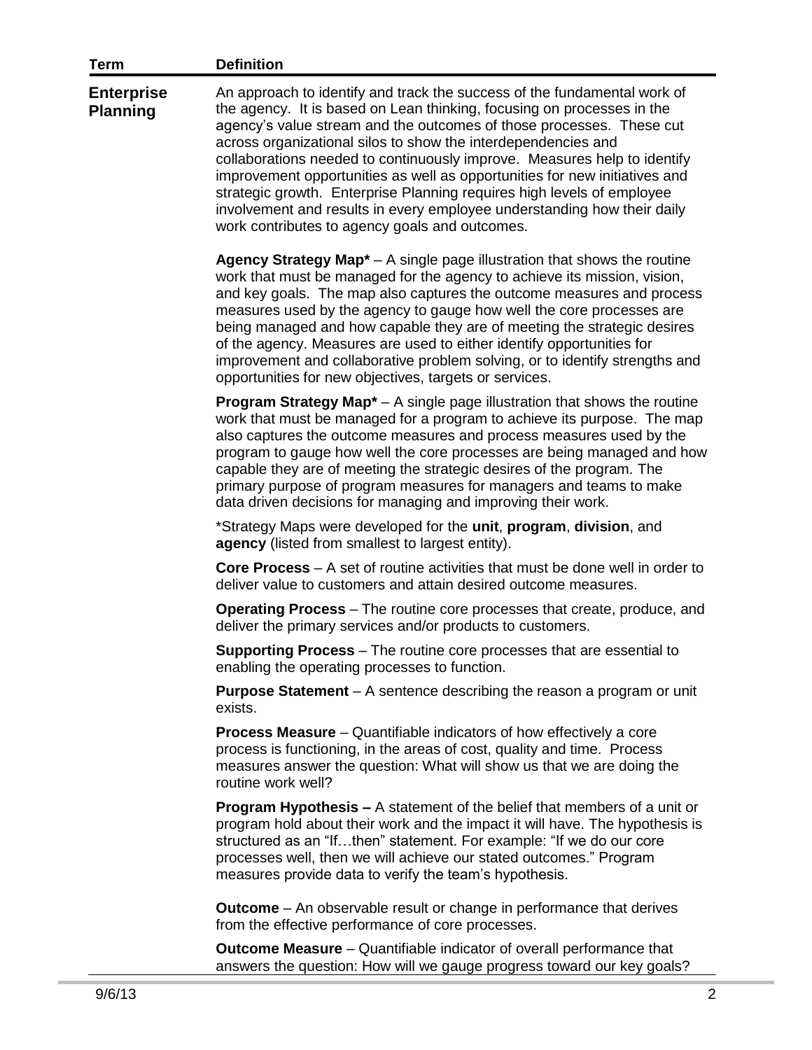| Term | Definition |
| --- | --- |
| **Enterprise Planning** | An approach to identify and track the success of the fundamental work of the agency. It is based on Lean thinking, focusing on processes in the agency's value stream and the outcomes of those processes. These cut across organizational silos to show the interdependencies and collaborations needed to continuously improve. Measures help to identify improvement opportunities as well as opportunities for new initiatives and strategic growth. Enterprise Planning requires high levels of employee involvement and results in every employee understanding how their daily work contributes to agency goals and outcomes. |

**Agency Strategy Map*** – A single page illustration that shows the routine work that must be managed for the agency to achieve its mission, vision, and key goals. The map also captures the outcome measures and process measures used by the agency to gauge how well the core processes are being managed and how capable they are of meeting the strategic desires of the agency. Measures are used to either identify opportunities for improvement and collaborative problem solving, or to identify strengths and opportunities for new objectives, targets or services.

**Program Strategy Map*** – A single page illustration that shows the routine work that must be managed for a program to achieve its purpose. The map also captures the outcome measures and process measures used by the program to gauge how well the core processes are being managed and how capable they are of meeting the strategic desires of the program. The primary purpose of program measures for managers and teams to make data driven decisions for managing and improving their work.

*Strategy Maps were developed for the **unit**, **program**, **division**, and **agency** (listed from smallest to largest entity).

**Core Process** – A set of routine activities that must be done well in order to deliver value to customers and attain desired outcome measures.

**Operating Process** – The routine core processes that create, produce, and deliver the primary services and/or products to customers.

**Supporting Process** – The routine core processes that are essential to enabling the operating processes to function.

**Purpose Statement** – A sentence describing the reason a program or unit exists.

**Process Measure** – Quantifiable indicators of how effectively a core process is functioning, in the areas of cost, quality and time. Process measures answer the question: What will show us that we are doing the routine work well?

**Program Hypothesis –** A statement of the belief that members of a unit or program hold about their work and the impact it will have. The hypothesis is structured as an "If…then" statement. For example: "If we do our core processes well, then we will achieve our stated outcomes." Program measures provide data to verify the team's hypothesis.

**Outcome** – An observable result or change in performance that derives from the effective performance of core processes.

**Outcome Measure** – Quantifiable indicator of overall performance that answers the question: How will we gauge progress toward our key goals?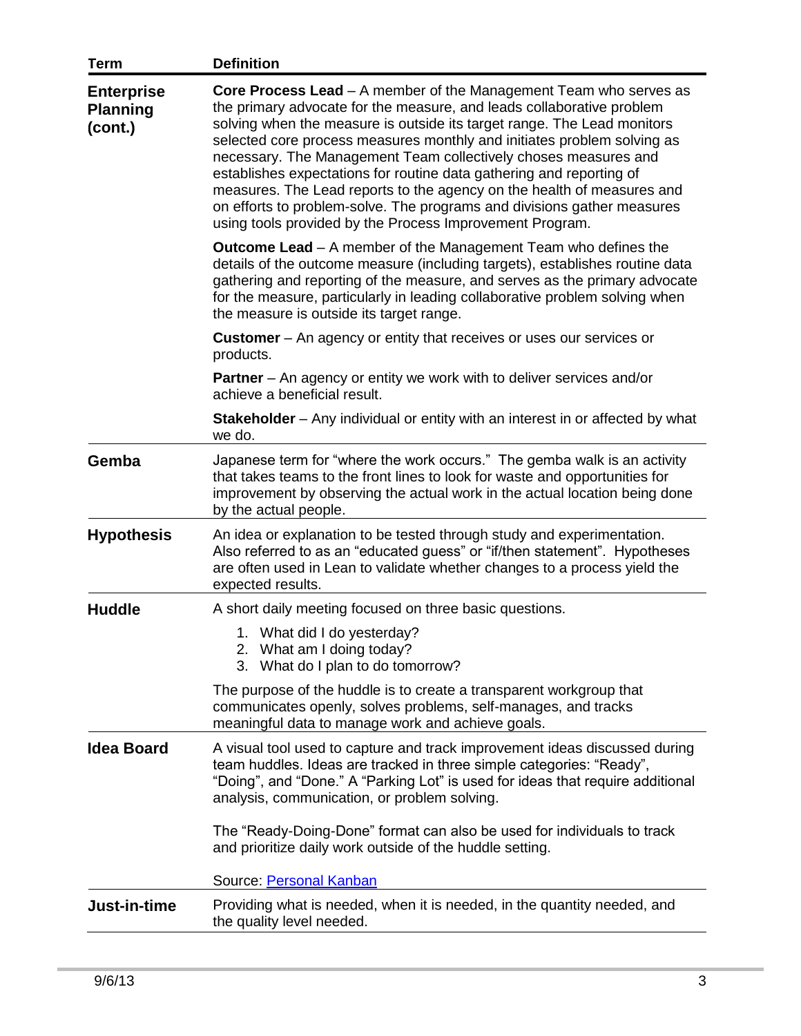| Term | Definition |
|---|---|
| **Enterprise Planning (cont.)** | **Core Process Lead** – A member of the Management Team who serves as the primary advocate for the measure, and leads collaborative problem solving when the measure is outside its target range. The Lead monitors selected core process measures monthly and initiates problem solving as necessary. The Management Team collectively choses measures and establishes expectations for routine data gathering and reporting of measures. The Lead reports to the agency on the health of measures and on efforts to problem-solve. The programs and divisions gather measures using tools provided by the Process Improvement Program.<br><br>**Outcome Lead** – A member of the Management Team who defines the details of the outcome measure (including targets), establishes routine data gathering and reporting of the measure, and serves as the primary advocate for the measure, particularly in leading collaborative problem solving when the measure is outside its target range.<br><br>**Customer** – An agency or entity that receives or uses our services or products.<br><br>**Partner** – An agency or entity we work with to deliver services and/or achieve a beneficial result.<br><br>**Stakeholder** – Any individual or entity with an interest in or affected by what we do. |
| **Gemba** | Japanese term for "where the work occurs." The gemba walk is an activity that takes teams to the front lines to look for waste and opportunities for improvement by observing the actual work in the actual location being done by the actual people. |
| **Hypothesis** | An idea or explanation to be tested through study and experimentation. Also referred to as an "educated guess" or "if/then statement". Hypotheses are often used in Lean to validate whether changes to a process yield the expected results. |
| **Huddle** | A short daily meeting focused on three basic questions.<br>1. What did I do yesterday?<br>2. What am I doing today?<br>3. What do I plan to do tomorrow?<br><br>The purpose of the huddle is to create a transparent workgroup that communicates openly, solves problems, self-manages, and tracks meaningful data to manage work and achieve goals. |
| **Idea Board** | A visual tool used to capture and track improvement ideas discussed during team huddles. Ideas are tracked in three simple categories: "Ready", "Doing", and "Done." A "Parking Lot" is used for ideas that require additional analysis, communication, or problem solving.<br><br>The "Ready-Doing-Done" format can also be used for individuals to track and prioritize daily work outside of the huddle setting.<br><br>Source: Personal Kanban |
| **Just-in-time** | Providing what is needed, when it is needed, in the quantity needed, and the quality level needed. |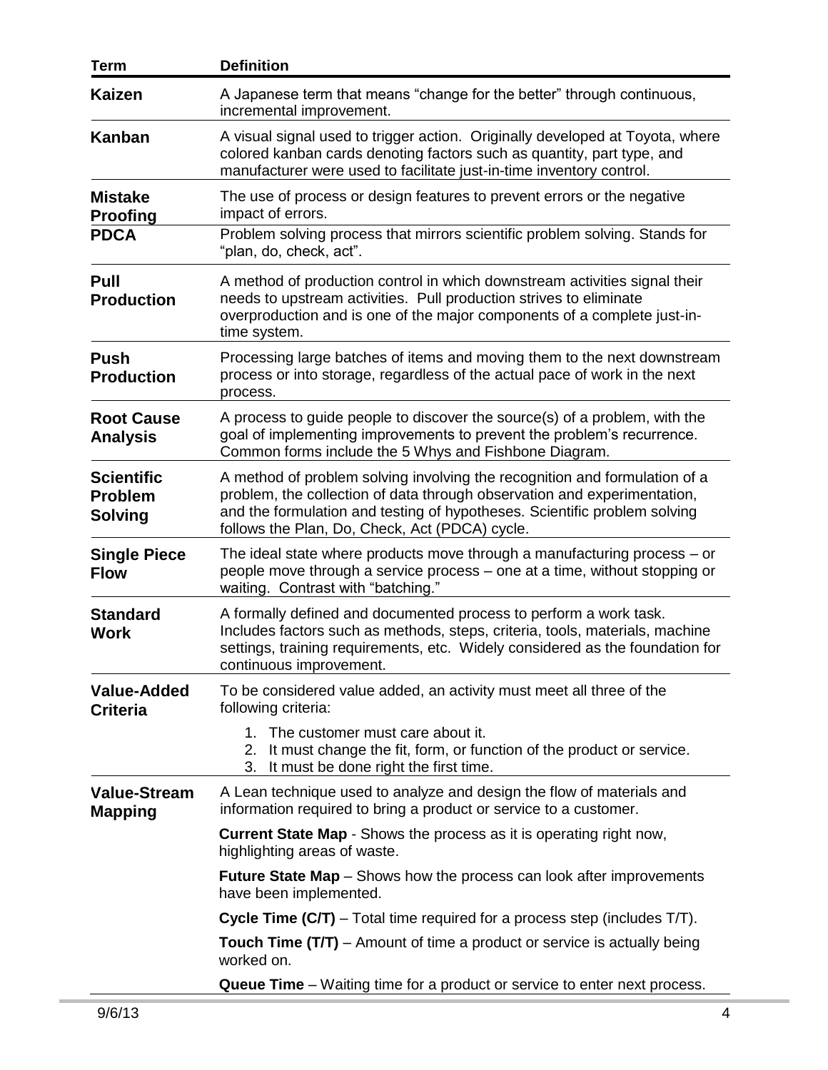| Term | Definition |
|---|---|
| **Kaizen** | A Japanese term that means "change for the better" through continuous, incremental improvement. |
| **Kanban** | A visual signal used to trigger action. Originally developed at Toyota, where colored kanban cards denoting factors such as quantity, part type, and manufacturer were used to facilitate just-in-time inventory control. |
| **Mistake Proofing** | The use of process or design features to prevent errors or the negative impact of errors. |
| **PDCA** | Problem solving process that mirrors scientific problem solving. Stands for "plan, do, check, act". |
| **Pull Production** | A method of production control in which downstream activities signal their needs to upstream activities. Pull production strives to eliminate overproduction and is one of the major components of a complete just-in-time system. |
| **Push Production** | Processing large batches of items and moving them to the next downstream process or into storage, regardless of the actual pace of work in the next process. |
| **Root Cause Analysis** | A process to guide people to discover the source(s) of a problem, with the goal of implementing improvements to prevent the problem's recurrence. Common forms include the 5 Whys and Fishbone Diagram. |
| **Scientific Problem Solving** | A method of problem solving involving the recognition and formulation of a problem, the collection of data through observation and experimentation, and the formulation and testing of hypotheses. Scientific problem solving follows the Plan, Do, Check, Act (PDCA) cycle. |
| **Single Piece Flow** | The ideal state where products move through a manufacturing process – or people move through a service process – one at a time, without stopping or waiting. Contrast with "batching." |
| **Standard Work** | A formally defined and documented process to perform a work task. Includes factors such as methods, steps, criteria, tools, materials, machine settings, training requirements, etc. Widely considered as the foundation for continuous improvement. |
| **Value-Added Criteria** | To be considered value added, an activity must meet all three of the following criteria:<br>1. The customer must care about it.<br>2. It must change the fit, form, or function of the product or service.<br>3. It must be done right the first time. |
| **Value-Stream Mapping** | A Lean technique used to analyze and design the flow of materials and information required to bring a product or service to a customer.<br>**Current State Map** - Shows the process as it is operating right now, highlighting areas of waste.<br>**Future State Map** – Shows how the process can look after improvements have been implemented.<br>**Cycle Time (C/T)** – Total time required for a process step (includes T/T).<br>**Touch Time (T/T)** – Amount of time a product or service is actually being worked on.<br>**Queue Time** – Waiting time for a product or service to enter next process. |

9/6/13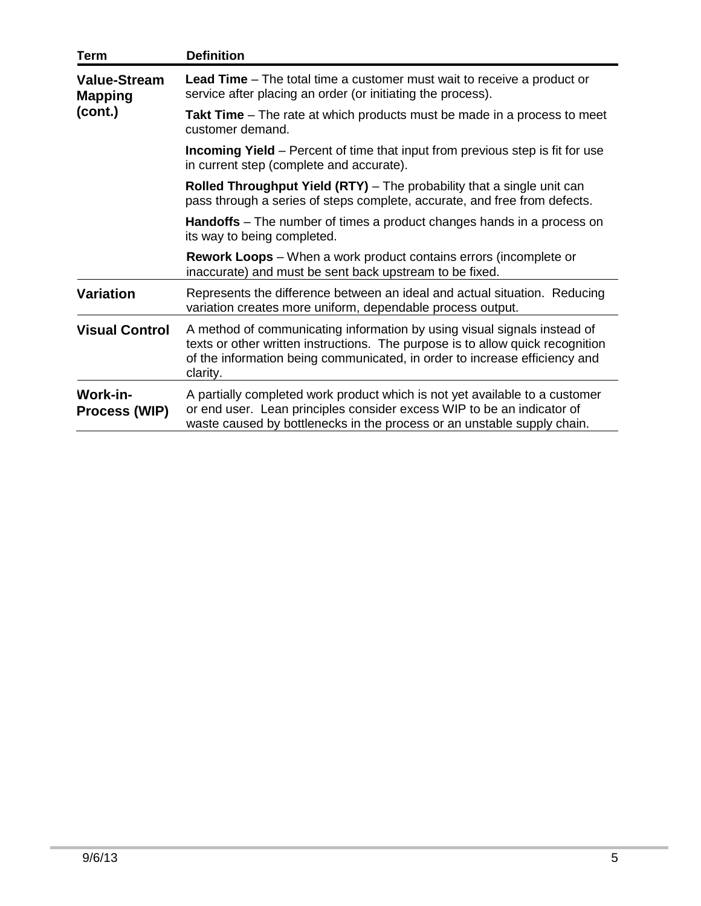| Term | Definition |
| --- | --- |
| **Value-Stream Mapping (cont.)** | **Lead Time** – The total time a customer must wait to receive a product or service after placing an order (or initiating the process). |
| | **Takt Time** – The rate at which products must be made in a process to meet customer demand. |
| | **Incoming Yield** – Percent of time that input from previous step is fit for use in current step (complete and accurate). |
| | **Rolled Throughput Yield (RTY)** – The probability that a single unit can pass through a series of steps complete, accurate, and free from defects. |
| | **Handoffs** – The number of times a product changes hands in a process on its way to being completed. |
| | **Rework Loops** – When a work product contains errors (incomplete or inaccurate) and must be sent back upstream to be fixed. |
| **Variation** | Represents the difference between an ideal and actual situation. Reducing variation creates more uniform, dependable process output. |
| **Visual Control** | A method of communicating information by using visual signals instead of texts or other written instructions. The purpose is to allow quick recognition of the information being communicated, in order to increase efficiency and clarity. |
| **Work-in-Process (WIP)** | A partially completed work product which is not yet available to a customer or end user. Lean principles consider excess WIP to be an indicator of waste caused by bottlenecks in the process or an unstable supply chain. |